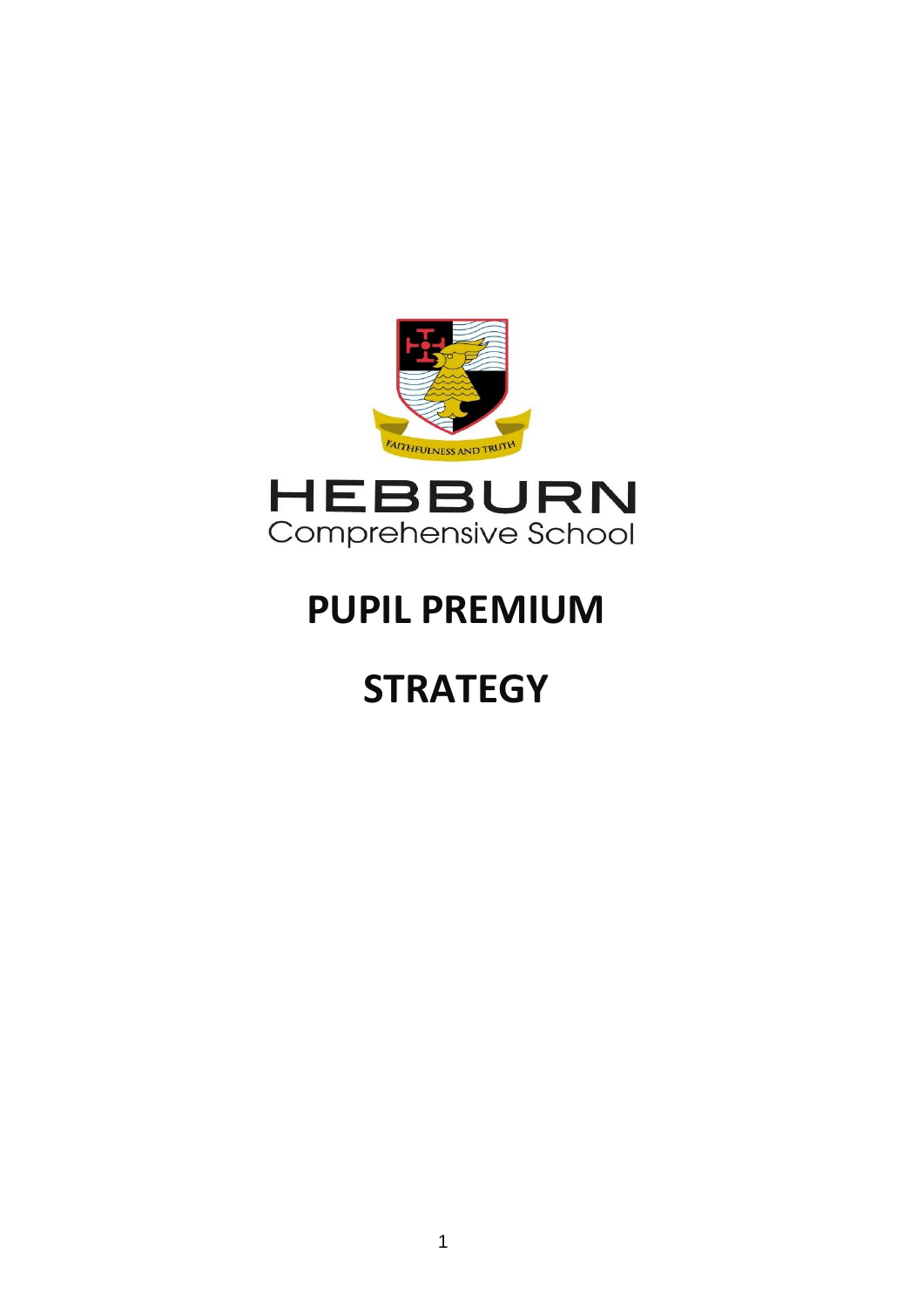FAITHFULNESS AND TRUTH

HEBBURN
Comprehensive School

# PUPIL PREMIUM

# STRATEGY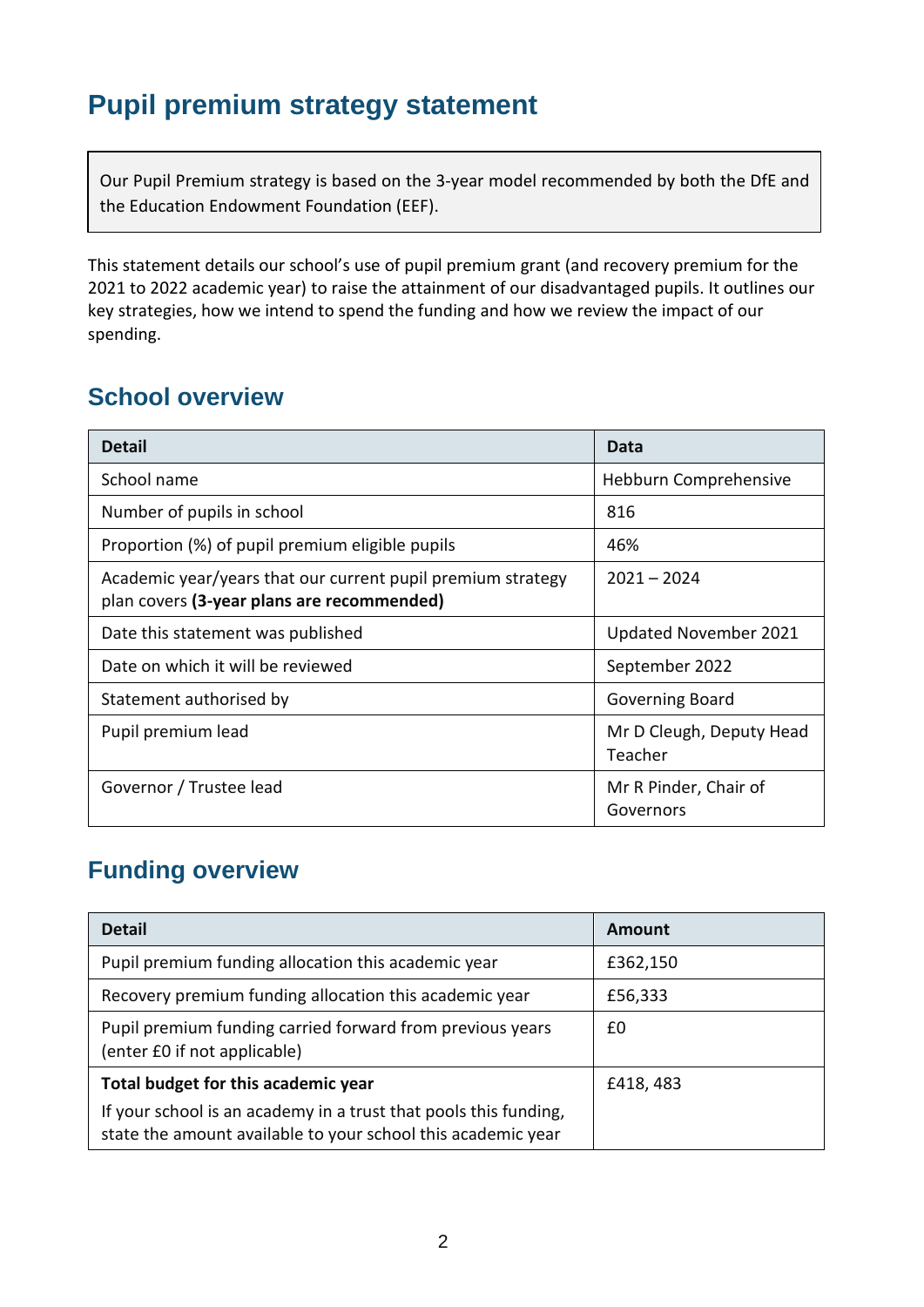# Pupil premium strategy statement

Our Pupil Premium strategy is based on the 3-year model recommended by both the DfE and the Education Endowment Foundation (EEF).

This statement details our school's use of pupil premium grant (and recovery premium for the 2021 to 2022 academic year) to raise the attainment of our disadvantaged pupils. It outlines our key strategies, how we intend to spend the funding and how we review the impact of our spending.

## School overview

| Detail | Data |
|---|---|
| School name | Hebburn Comprehensive |
| Number of pupils in school | 816 |
| Proportion (%) of pupil premium eligible pupils | 46% |
| Academic year/years that our current pupil premium strategy plan covers **(3-year plans are recommended)** | 2021 – 2024 |
| Date this statement was published | Updated November 2021 |
| Date on which it will be reviewed | September 2022 |
| Statement authorised by | Governing Board |
| Pupil premium lead | Mr D Cleugh, Deputy Head Teacher |
| Governor / Trustee lead | Mr R Pinder, Chair of Governors |

## Funding overview

| Detail | Amount |
|---|---|
| Pupil premium funding allocation this academic year | £362,150 |
| Recovery premium funding allocation this academic year | £56,333 |
| Pupil premium funding carried forward from previous years (enter £0 if not applicable) | £0 |
| **Total budget for this academic year**<br>If your school is an academy in a trust that pools this funding, state the amount available to your school this academic year | £418, 483 |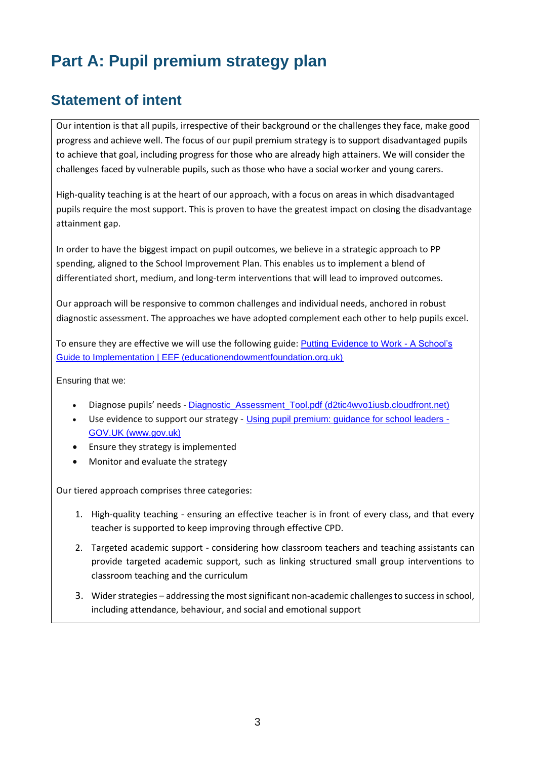# Part A: Pupil premium strategy plan

## Statement of intent

Our intention is that all pupils, irrespective of their background or the challenges they face, make good progress and achieve well. The focus of our pupil premium strategy is to support disadvantaged pupils to achieve that goal, including progress for those who are already high attainers. We will consider the challenges faced by vulnerable pupils, such as those who have a social worker and young carers.

High-quality teaching is at the heart of our approach, with a focus on areas in which disadvantaged pupils require the most support. This is proven to have the greatest impact on closing the disadvantage attainment gap.

In order to have the biggest impact on pupil outcomes, we believe in a strategic approach to PP spending, aligned to the School Improvement Plan. This enables us to implement a blend of differentiated short, medium, and long-term interventions that will lead to improved outcomes.

Our approach will be responsive to common challenges and individual needs, anchored in robust diagnostic assessment. The approaches we have adopted complement each other to help pupils excel.

To ensure they are effective we will use the following guide: Putting Evidence to Work - A School's Guide to Implementation | EEF (educationendowmentfoundation.org.uk)

Ensuring that we:

- Diagnose pupils' needs - Diagnostic_Assessment_Tool.pdf (d2tic4wvo1iusb.cloudfront.net)
- Use evidence to support our strategy - Using pupil premium: guidance for school leaders - GOV.UK (www.gov.uk)
- Ensure they strategy is implemented
- Monitor and evaluate the strategy

Our tiered approach comprises three categories:

1. High-quality teaching - ensuring an effective teacher is in front of every class, and that every teacher is supported to keep improving through effective CPD.
2. Targeted academic support - considering how classroom teachers and teaching assistants can provide targeted academic support, such as linking structured small group interventions to classroom teaching and the curriculum
3. Wider strategies – addressing the most significant non-academic challenges to success in school, including attendance, behaviour, and social and emotional support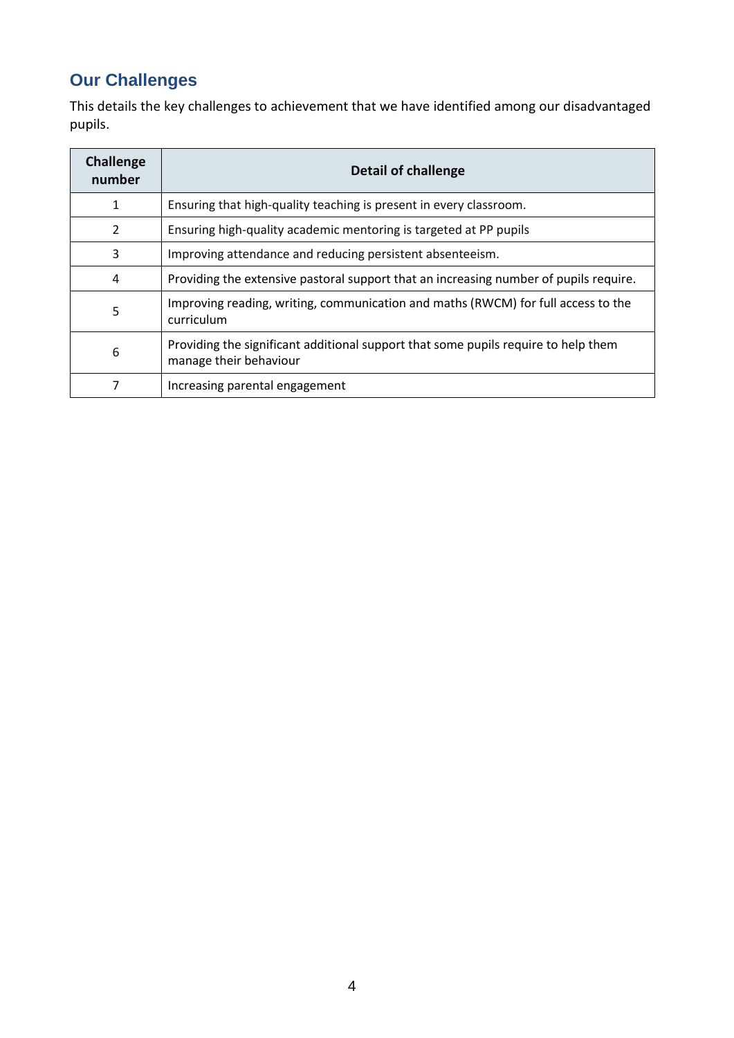## Our Challenges

This details the key challenges to achievement that we have identified among our disadvantaged pupils.

| Challenge number | Detail of challenge |
| --- | --- |
| 1 | Ensuring that high-quality teaching is present in every classroom. |
| 2 | Ensuring high-quality academic mentoring is targeted at PP pupils |
| 3 | Improving attendance and reducing persistent absenteeism. |
| 4 | Providing the extensive pastoral support that an increasing number of pupils require. |
| 5 | Improving reading, writing, communication and maths (RWCM) for full access to the curriculum |
| 6 | Providing the significant additional support that some pupils require to help them manage their behaviour |
| 7 | Increasing parental engagement |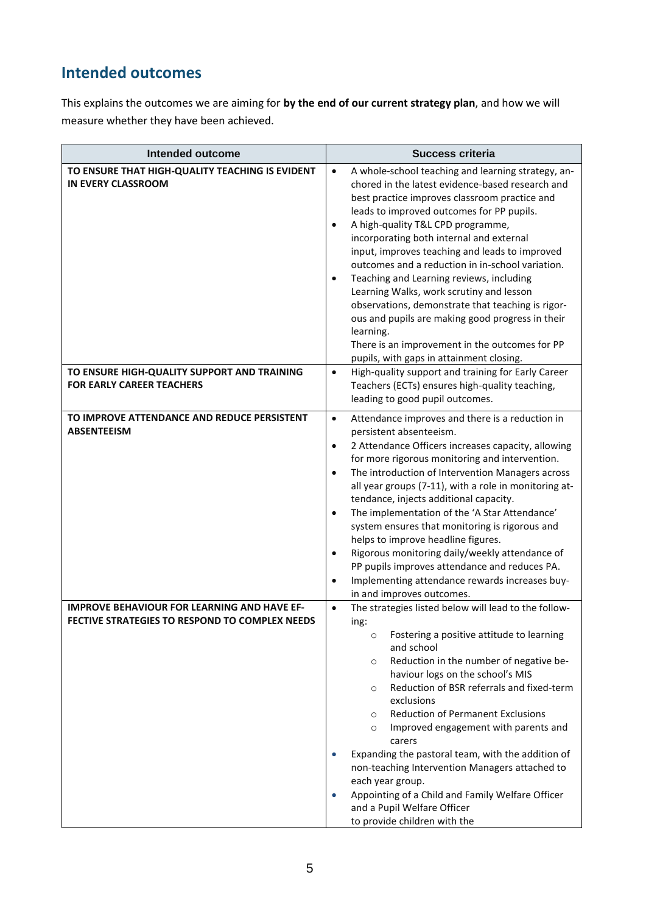## Intended outcomes

This explains the outcomes we are aiming for **by the end of our current strategy plan**, and how we will measure whether they have been achieved.

| Intended outcome | Success criteria |
|---|---|
| **TO ENSURE THAT HIGH-QUALITY TEACHING IS EVIDENT IN EVERY CLASSROOM** | • A whole-school teaching and learning strategy, anchored in the latest evidence-based research and best practice improves classroom practice and leads to improved outcomes for PP pupils.<br>• A high-quality T&L CPD programme, incorporating both internal and external input, improves teaching and leads to improved outcomes and a reduction in in-school variation.<br>• Teaching and Learning reviews, including Learning Walks, work scrutiny and lesson observations, demonstrate that teaching is rigorous and pupils are making good progress in their learning.<br>There is an improvement in the outcomes for PP pupils, with gaps in attainment closing. |
| **TO ENSURE HIGH-QUALITY SUPPORT AND TRAINING FOR EARLY CAREER TEACHERS** | • High-quality support and training for Early Career Teachers (ECTs) ensures high-quality teaching, leading to good pupil outcomes. |
| **TO IMPROVE ATTENDANCE AND REDUCE PERSISTENT ABSENTEEISM** | • Attendance improves and there is a reduction in persistent absenteeism.<br>• 2 Attendance Officers increases capacity, allowing for more rigorous monitoring and intervention.<br>• The introduction of Intervention Managers across all year groups (7-11), with a role in monitoring attendance, injects additional capacity.<br>• The implementation of the 'A Star Attendance' system ensures that monitoring is rigorous and helps to improve headline figures.<br>• Rigorous monitoring daily/weekly attendance of PP pupils improves attendance and reduces PA.<br>• Implementing attendance rewards increases buy-in and improves outcomes. |
| **IMPROVE BEHAVIOUR FOR LEARNING AND HAVE EFFECTIVE STRATEGIES TO RESPOND TO COMPLEX NEEDS** | • The strategies listed below will lead to the following:<br>  ○ Fostering a positive attitude to learning and school<br>  ○ Reduction in the number of negative behaviour logs on the school's MIS<br>  ○ Reduction of BSR referrals and fixed-term exclusions<br>  ○ Reduction of Permanent Exclusions<br>  ○ Improved engagement with parents and carers<br>• Expanding the pastoral team, with the addition of non-teaching Intervention Managers attached to each year group.<br>• Appointing of a Child and Family Welfare Officer and a Pupil Welfare Officer to provide children with the |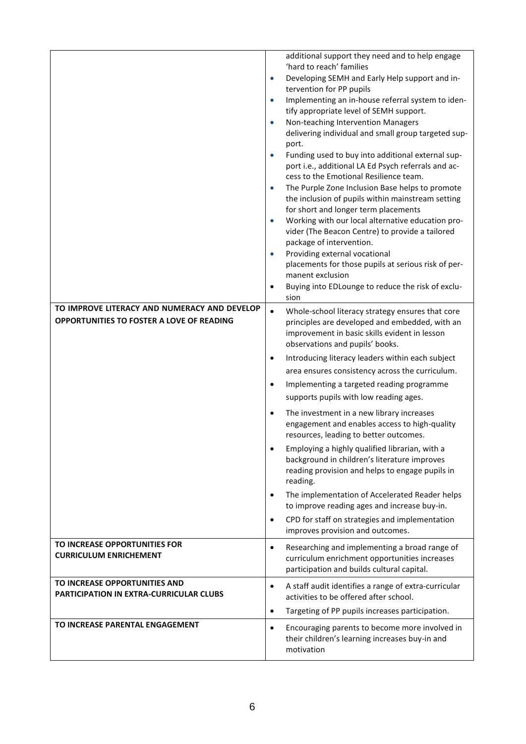| | |
|---|---|
| | additional support they need and to help engage 'hard to reach' families<br>• Developing SEMH and Early Help support and intervention for PP pupils<br>• Implementing an in-house referral system to identify appropriate level of SEMH support.<br>• Non-teaching Intervention Managers delivering individual and small group targeted support.<br>• Funding used to buy into additional external support i.e., additional LA Ed Psych referrals and access to the Emotional Resilience team.<br>• The Purple Zone Inclusion Base helps to promote the inclusion of pupils within mainstream setting for short and longer term placements<br>• Working with our local alternative education provider (The Beacon Centre) to provide a tailored package of intervention.<br>• Providing external vocational placements for those pupils at serious risk of permanent exclusion<br>• Buying into EDLounge to reduce the risk of exclusion |
| **TO IMPROVE LITERACY AND NUMERACY AND DEVELOP OPPORTUNITIES TO FOSTER A LOVE OF READING** | • Whole-school literacy strategy ensures that core principles are developed and embedded, with an improvement in basic skills evident in lesson observations and pupils' books.<br>• Introducing literacy leaders within each subject area ensures consistency across the curriculum.<br>• Implementing a targeted reading programme supports pupils with low reading ages.<br>• The investment in a new library increases engagement and enables access to high-quality resources, leading to better outcomes.<br>• Employing a highly qualified librarian, with a background in children's literature improves reading provision and helps to engage pupils in reading.<br>• The implementation of Accelerated Reader helps to improve reading ages and increase buy-in.<br>• CPD for staff on strategies and implementation improves provision and outcomes. |
| **TO INCREASE OPPORTUNITIES FOR CURRICULUM ENRICHEMENT** | • Researching and implementing a broad range of curriculum enrichment opportunities increases participation and builds cultural capital. |
| **TO INCREASE OPPORTUNITIES AND PARTICIPATION IN EXTRA-CURRICULAR CLUBS** | • A staff audit identifies a range of extra-curricular activities to be offered after school.<br>• Targeting of PP pupils increases participation. |
| **TO INCREASE PARENTAL ENGAGEMENT** | • Encouraging parents to become more involved in their children's learning increases buy-in and motivation |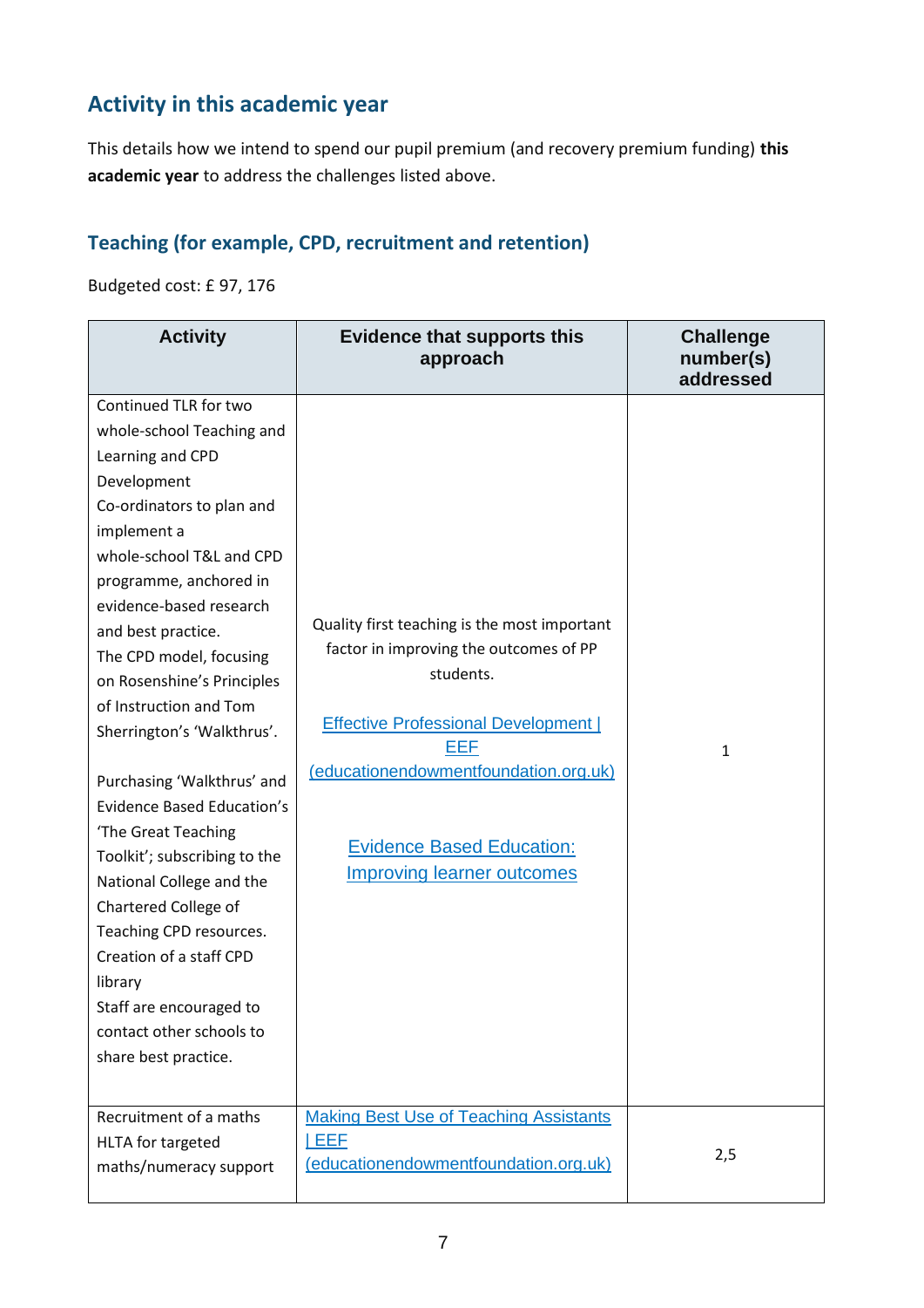## Activity in this academic year

This details how we intend to spend our pupil premium (and recovery premium funding) **this academic year** to address the challenges listed above.

### Teaching (for example, CPD, recruitment and retention)

Budgeted cost: £ 97, 176

| Activity | Evidence that supports this approach | Challenge number(s) addressed |
|---|---|---|
| Continued TLR for two whole-school Teaching and Learning and CPD Development Co-ordinators to plan and implement a whole-school T&L and CPD programme, anchored in evidence-based research and best practice. The CPD model, focusing on Rosenshine's Principles of Instruction and Tom Sherrington's 'Walkthrus'. <br><br> Purchasing 'Walkthrus' and Evidence Based Education's 'The Great Teaching Toolkit'; subscribing to the National College and the Chartered College of Teaching CPD resources. Creation of a staff CPD library Staff are encouraged to contact other schools to share best practice. | Quality first teaching is the most important factor in improving the outcomes of PP students. <br><br> Effective Professional Development \| EEF (educationendowmentfoundation.org.uk) <br><br> Evidence Based Education: Improving learner outcomes | 1 |
| Recruitment of a maths HLTA for targeted maths/numeracy support | Making Best Use of Teaching Assistants \| EEF (educationendowmentfoundation.org.uk) | 2,5 |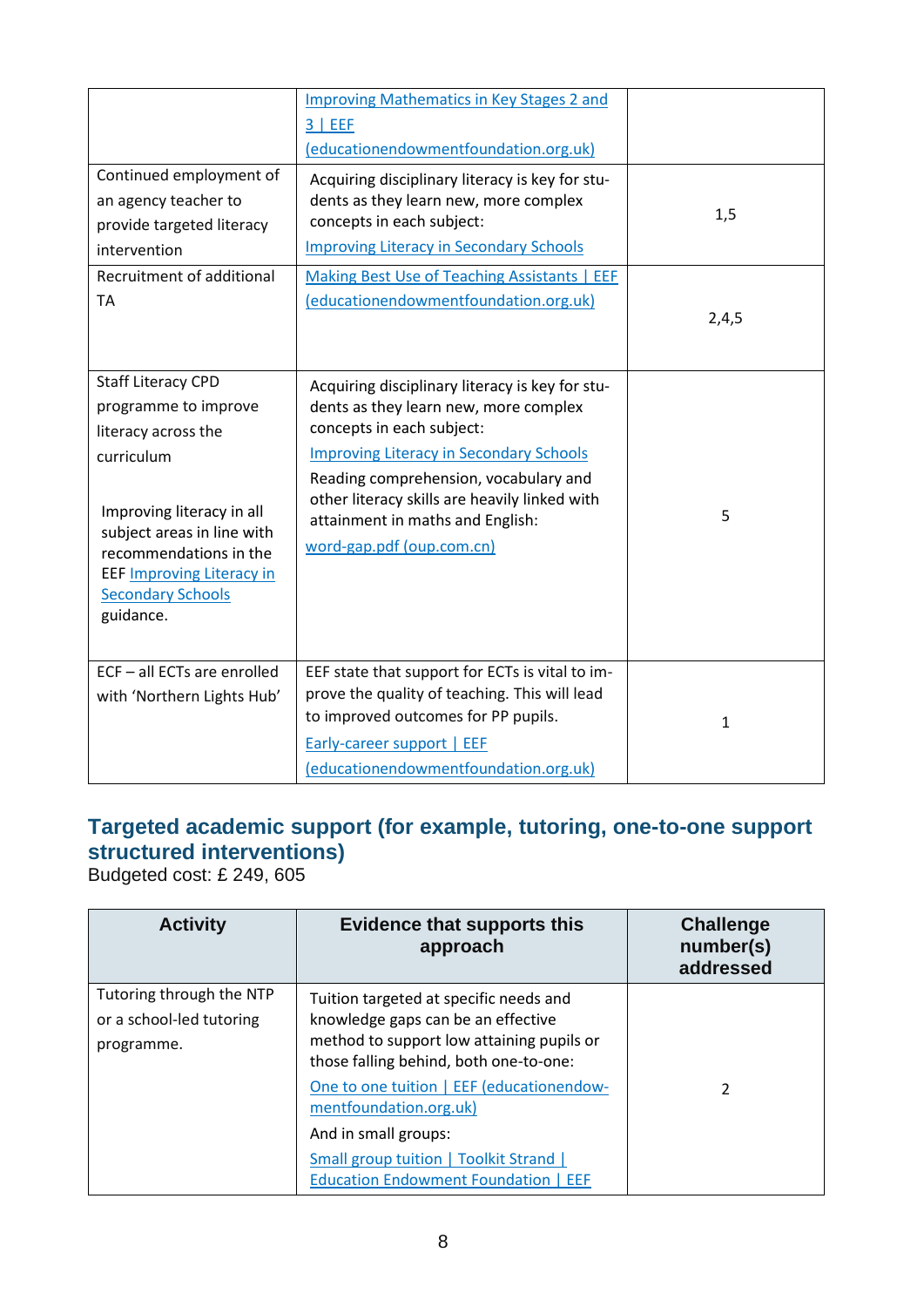| | | |
|---|---|---|
| | Improving Mathematics in Key Stages 2 and 3 \| EEF (educationendowmentfoundation.org.uk) | |
| Continued employment of an agency teacher to provide targeted literacy intervention | Acquiring disciplinary literacy is key for students as they learn new, more complex concepts in each subject: Improving Literacy in Secondary Schools | 1,5 |
| Recruitment of additional TA | Making Best Use of Teaching Assistants \| EEF (educationendowmentfoundation.org.uk) | 2,4,5 |
| Staff Literacy CPD programme to improve literacy across the curriculum<br><br>Improving literacy in all subject areas in line with recommendations in the EEF Improving Literacy in Secondary Schools guidance. | Acquiring disciplinary literacy is key for students as they learn new, more complex concepts in each subject: Improving Literacy in Secondary Schools<br>Reading comprehension, vocabulary and other literacy skills are heavily linked with attainment in maths and English: word-gap.pdf (oup.com.cn) | 5 |
| ECF – all ECTs are enrolled with 'Northern Lights Hub' | EEF state that support for ECTs is vital to improve the quality of teaching. This will lead to improved outcomes for PP pupils.<br>Early-career support \| EEF (educationendowmentfoundation.org.uk) | 1 |

## Targeted academic support (for example, tutoring, one-to-one support structured interventions)

Budgeted cost: £ 249, 605

| Activity | Evidence that supports this approach | Challenge number(s) addressed |
|---|---|---|
| Tutoring through the NTP or a school-led tutoring programme. | Tuition targeted at specific needs and knowledge gaps can be an effective method to support low attaining pupils or those falling behind, both one-to-one:<br>One to one tuition \| EEF (educationendowmentfoundation.org.uk)<br>And in small groups:<br>Small group tuition \| Toolkit Strand \| Education Endowment Foundation \| EEF | 2 |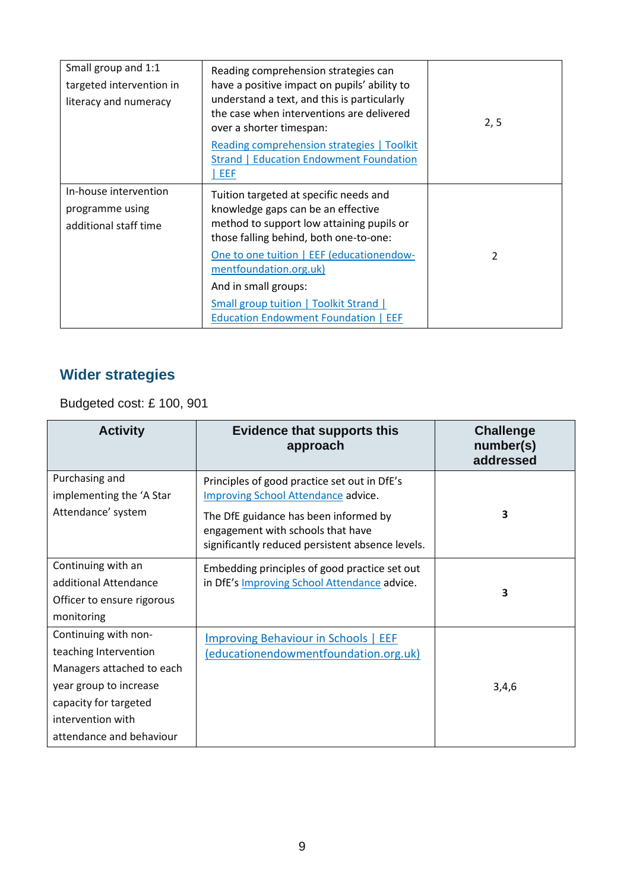| | | |
|---|---|---|
| Small group and 1:1 targeted intervention in literacy and numeracy | Reading comprehension strategies can have a positive impact on pupils' ability to understand a text, and this is particularly the case when interventions are delivered over a shorter timespan: [Reading comprehension strategies \| Toolkit Strand \| Education Endowment Foundation \| EEF] | 2, 5 |
| In-house intervention programme using additional staff time | Tuition targeted at specific needs and knowledge gaps can be an effective method to support low attaining pupils or those falling behind, both one-to-one: [One to one tuition \| EEF (educationendowmentfoundation.org.uk)] And in small groups: [Small group tuition \| Toolkit Strand \| Education Endowment Foundation \| EEF] | 2 |

## Wider strategies

Budgeted cost: £ 100, 901

| Activity | Evidence that supports this approach | Challenge number(s) addressed |
|---|---|---|
| Purchasing and implementing the 'A Star Attendance' system | Principles of good practice set out in DfE's Improving School Attendance advice. The DfE guidance has been informed by engagement with schools that have significantly reduced persistent absence levels. | **3** |
| Continuing with an additional Attendance Officer to ensure rigorous monitoring | Embedding principles of good practice set out in DfE's Improving School Attendance advice. | **3** |
| Continuing with non-teaching Intervention Managers attached to each year group to increase capacity for targeted intervention with attendance and behaviour | Improving Behaviour in Schools \| EEF (educationendowmentfoundation.org.uk) | 3,4,6 |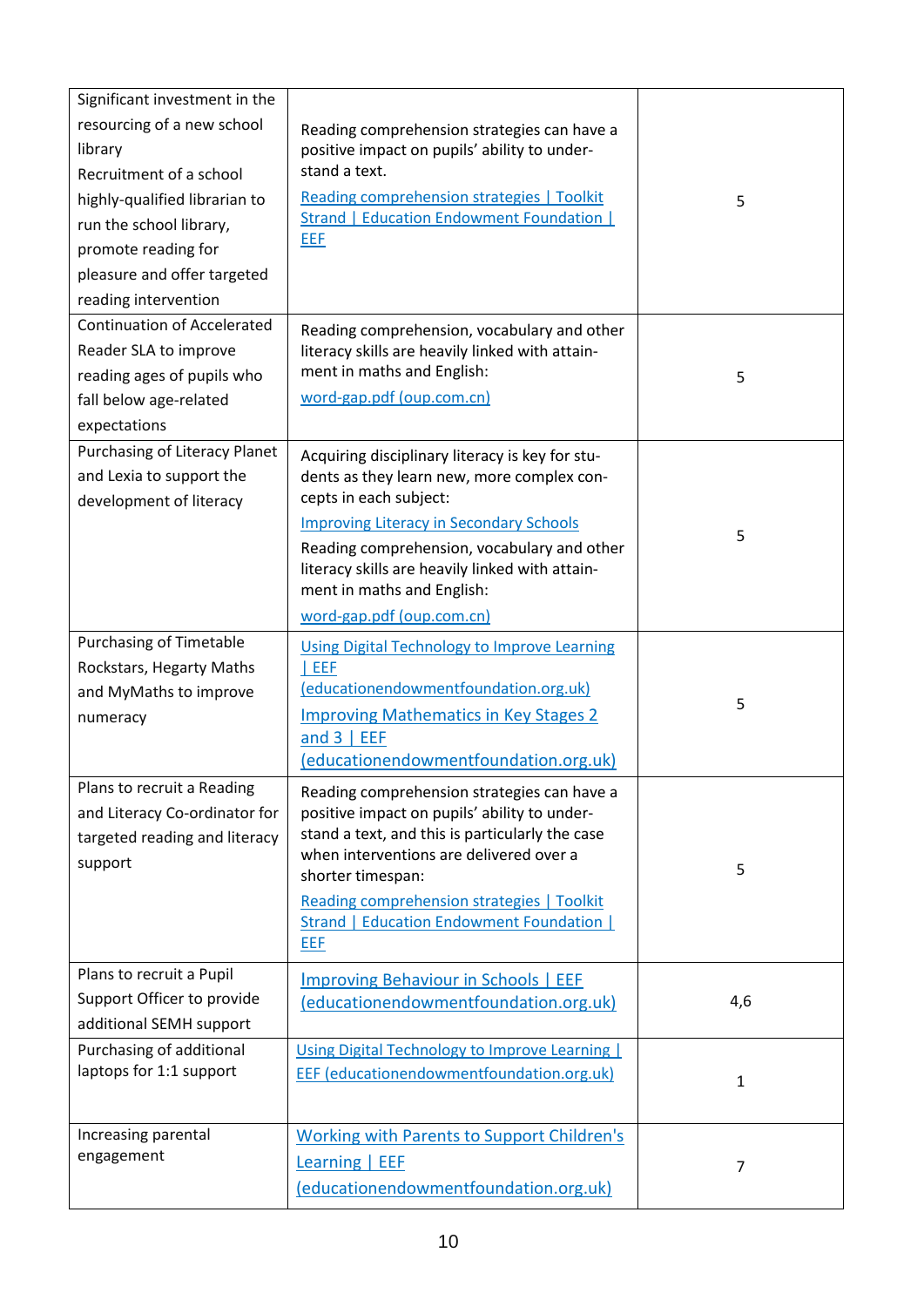| | | |
|---|---|---|
| Significant investment in the resourcing of a new school library<br>Recruitment of a school highly-qualified librarian to run the school library, promote reading for pleasure and offer targeted reading intervention | Reading comprehension strategies can have a positive impact on pupils' ability to understand a text.<br>[Reading comprehension strategies \| Toolkit Strand \| Education Endowment Foundation \| EEF] | 5 |
| Continuation of Accelerated Reader SLA to improve reading ages of pupils who fall below age-related expectations | Reading comprehension, vocabulary and other literacy skills are heavily linked with attainment in maths and English:<br>[word-gap.pdf (oup.com.cn)] | 5 |
| Purchasing of Literacy Planet and Lexia to support the development of literacy | Acquiring disciplinary literacy is key for students as they learn new, more complex concepts in each subject:<br>[Improving Literacy in Secondary Schools]<br>Reading comprehension, vocabulary and other literacy skills are heavily linked with attainment in maths and English:<br>[word-gap.pdf (oup.com.cn)] | 5 |
| Purchasing of Timetable Rockstars, Hegarty Maths and MyMaths to improve numeracy | [Using Digital Technology to Improve Learning \| EEF (educationendowmentfoundation.org.uk)]<br>[Improving Mathematics in Key Stages 2 and 3 \| EEF (educationendowmentfoundation.org.uk)] | 5 |
| Plans to recruit a Reading and Literacy Co-ordinator for targeted reading and literacy support | Reading comprehension strategies can have a positive impact on pupils' ability to understand a text, and this is particularly the case when interventions are delivered over a shorter timespan:<br>[Reading comprehension strategies \| Toolkit Strand \| Education Endowment Foundation \| EEF] | 5 |
| Plans to recruit a Pupil Support Officer to provide additional SEMH support | [Improving Behaviour in Schools \| EEF (educationendowmentfoundation.org.uk)] | 4,6 |
| Purchasing of additional laptops for 1:1 support | [Using Digital Technology to Improve Learning \| EEF (educationendowmentfoundation.org.uk)] | 1 |
| Increasing parental engagement | [Working with Parents to Support Children's Learning \| EEF (educationendowmentfoundation.org.uk)] | 7 |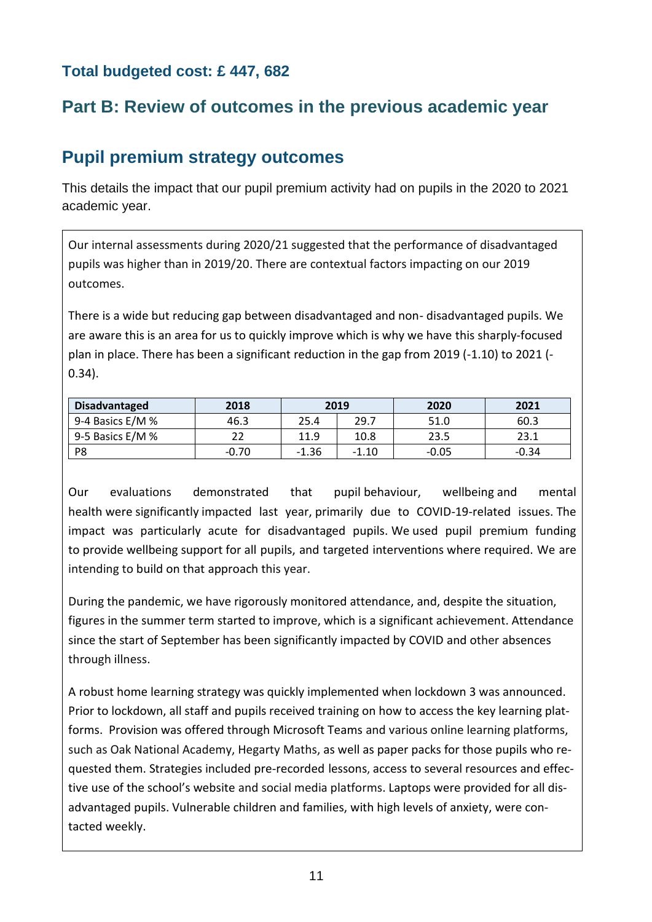### Total budgeted cost: £ 447, 682

## Part B: Review of outcomes in the previous academic year

## Pupil premium strategy outcomes

This details the impact that our pupil premium activity had on pupils in the 2020 to 2021 academic year.

Our internal assessments during 2020/21 suggested that the performance of disadvantaged pupils was higher than in 2019/20. There are contextual factors impacting on our 2019 outcomes.

There is a wide but reducing gap between disadvantaged and non- disadvantaged pupils. We are aware this is an area for us to quickly improve which is why we have this sharply-focused plan in place. There has been a significant reduction in the gap from 2019 (-1.10) to 2021 (-0.34).

| Disadvantaged | 2018 | 2019 | | 2020 | 2021 |
|---|---|---|---|---|---|
| 9-4 Basics E/M % | 46.3 | 25.4 | 29.7 | 51.0 | 60.3 |
| 9-5 Basics E/M % | 22 | 11.9 | 10.8 | 23.5 | 23.1 |
| P8 | -0.70 | -1.36 | -1.10 | -0.05 | -0.34 |

Our evaluations demonstrated that pupil behaviour, wellbeing and mental health were significantly impacted last year, primarily due to COVID-19-related issues. The impact was particularly acute for disadvantaged pupils. We used pupil premium funding to provide wellbeing support for all pupils, and targeted interventions where required. We are intending to build on that approach this year.

During the pandemic, we have rigorously monitored attendance, and, despite the situation, figures in the summer term started to improve, which is a significant achievement. Attendance since the start of September has been significantly impacted by COVID and other absences through illness.

A robust home learning strategy was quickly implemented when lockdown 3 was announced. Prior to lockdown, all staff and pupils received training on how to access the key learning platforms. Provision was offered through Microsoft Teams and various online learning platforms, such as Oak National Academy, Hegarty Maths, as well as paper packs for those pupils who requested them. Strategies included pre-recorded lessons, access to several resources and effective use of the school's website and social media platforms. Laptops were provided for all disadvantaged pupils. Vulnerable children and families, with high levels of anxiety, were contacted weekly.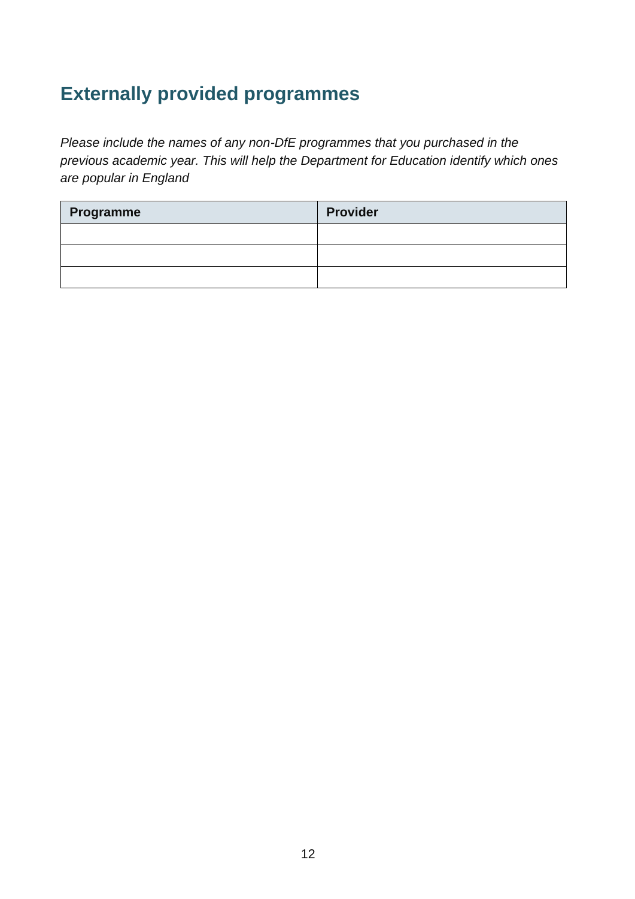## Externally provided programmes

*Please include the names of any non-DfE programmes that you purchased in the previous academic year. This will help the Department for Education identify which ones are popular in England*

| Programme | Provider |
| --- | --- |
| | |
| | |
| | |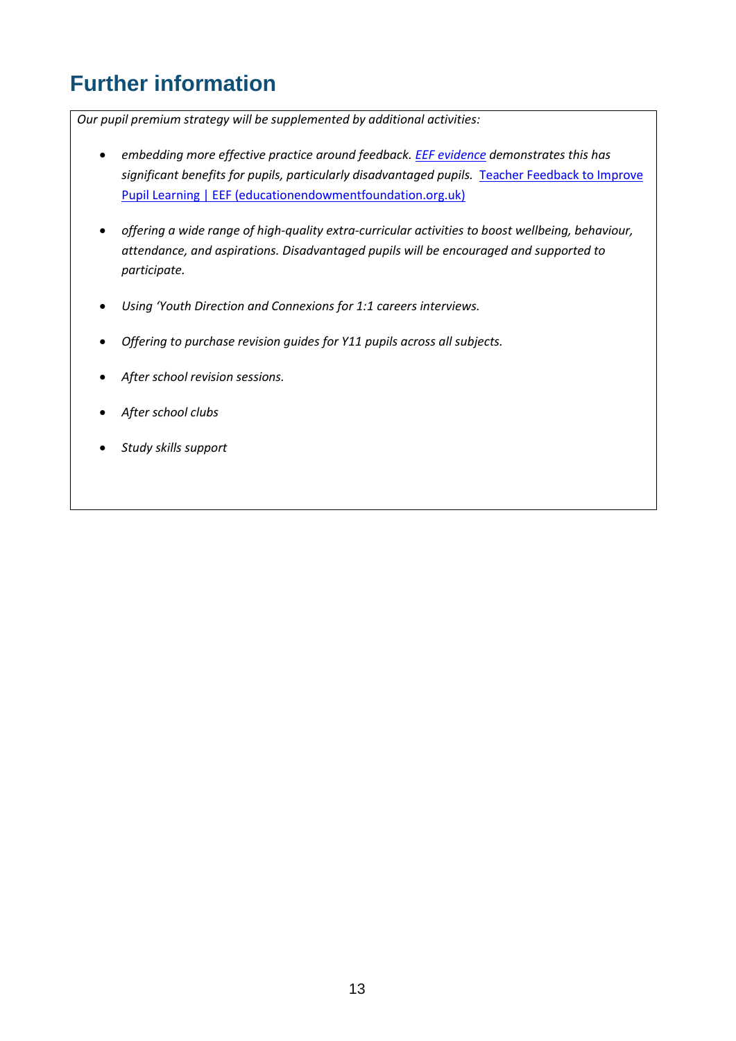## Further information

*Our pupil premium strategy will be supplemented by additional activities:*

- *embedding more effective practice around feedback. [EEF evidence](#) demonstrates this has significant benefits for pupils, particularly disadvantaged pupils.* [Teacher Feedback to Improve Pupil Learning | EEF (educationendowmentfoundation.org.uk)](#)

- *offering a wide range of high-quality extra-curricular activities to boost wellbeing, behaviour, attendance, and aspirations. Disadvantaged pupils will be encouraged and supported to participate.*

- *Using 'Youth Direction and Connexions for 1:1 careers interviews.*

- *Offering to purchase revision guides for Y11 pupils across all subjects.*

- *After school revision sessions.*

- *After school clubs*

- *Study skills support*